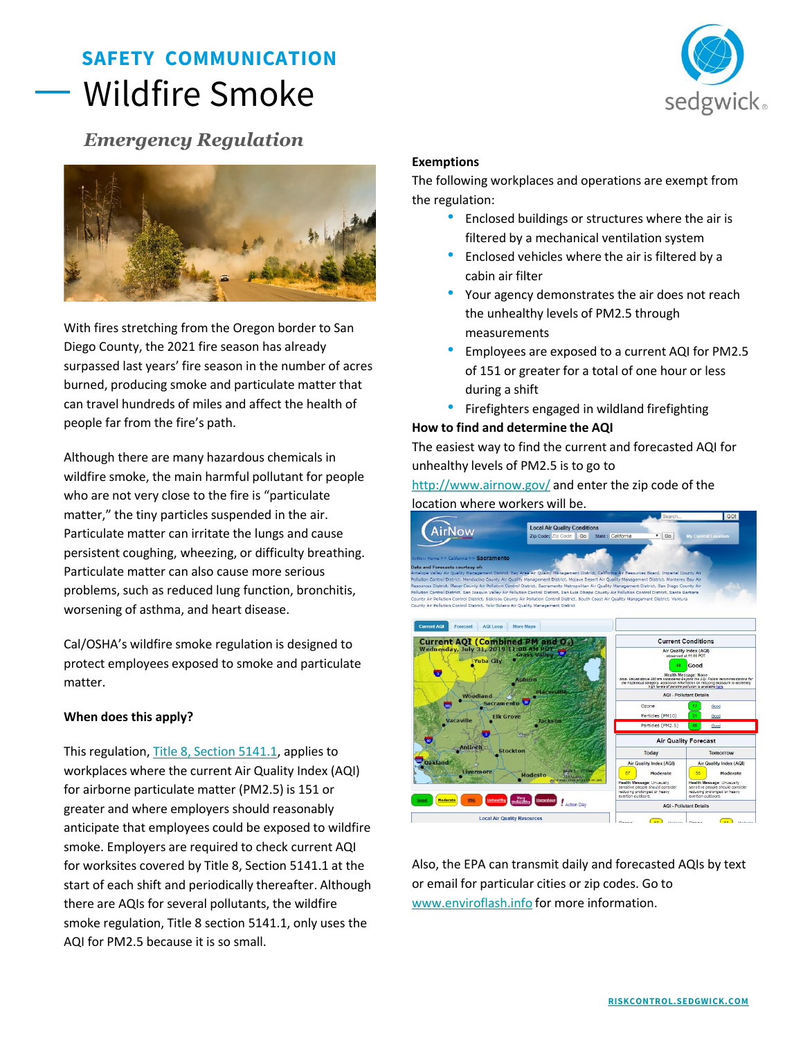SAFETY COMMUNICATION

# Wildfire Smoke

## *Emergency Regulation*

With fires stretching from the Oregon border to San Diego County, the 2021 fire season has already surpassed last years' fire season in the number of acres burned, producing smoke and particulate matter that can travel hundreds of miles and affect the health of people far from the fire's path.

Although there are many hazardous chemicals in wildfire smoke, the main harmful pollutant for people who are not very close to the fire is "particulate matter," the tiny particles suspended in the air. Particulate matter can irritate the lungs and cause persistent coughing, wheezing, or difficulty breathing. Particulate matter can also cause more serious problems, such as reduced lung function, bronchitis, worsening of asthma, and heart disease.

Cal/OSHA's wildfire smoke regulation is designed to protect employees exposed to smoke and particulate matter.

**When does this apply?**

This regulation, [Title 8, Section 5141.1](), applies to workplaces where the current Air Quality Index (AQI) for airborne particulate matter (PM2.5) is 151 or greater and where employers should reasonably anticipate that employees could be exposed to wildfire smoke. Employers are required to check current AQI for worksites covered by Title 8, Section 5141.1 at the start of each shift and periodically thereafter. Although there are AQIs for several pollutants, the wildfire smoke regulation, Title 8 section 5141.1, only uses the AQI for PM2.5 because it is so small.

**Exemptions**

The following workplaces and operations are exempt from the regulation:

- Enclosed buildings or structures where the air is filtered by a mechanical ventilation system
- Enclosed vehicles where the air is filtered by a cabin air filter
- Your agency demonstrates the air does not reach the unhealthy levels of PM2.5 through measurements
- Employees are exposed to a current AQI for PM2.5 of 151 or greater for a total of one hour or less during a shift
- Firefighters engaged in wildland firefighting

**How to find and determine the AQI**

The easiest way to find the current and forecasted AQI for unhealthy levels of PM2.5 is to go to [http://www.airnow.gov/](http://www.airnow.gov/) and enter the zip code of the location where workers will be.

Also, the EPA can transmit daily and forecasted AQIs by text or email for particular cities or zip codes. Go to [www.enviroflash.info](www.enviroflash.info) for more information.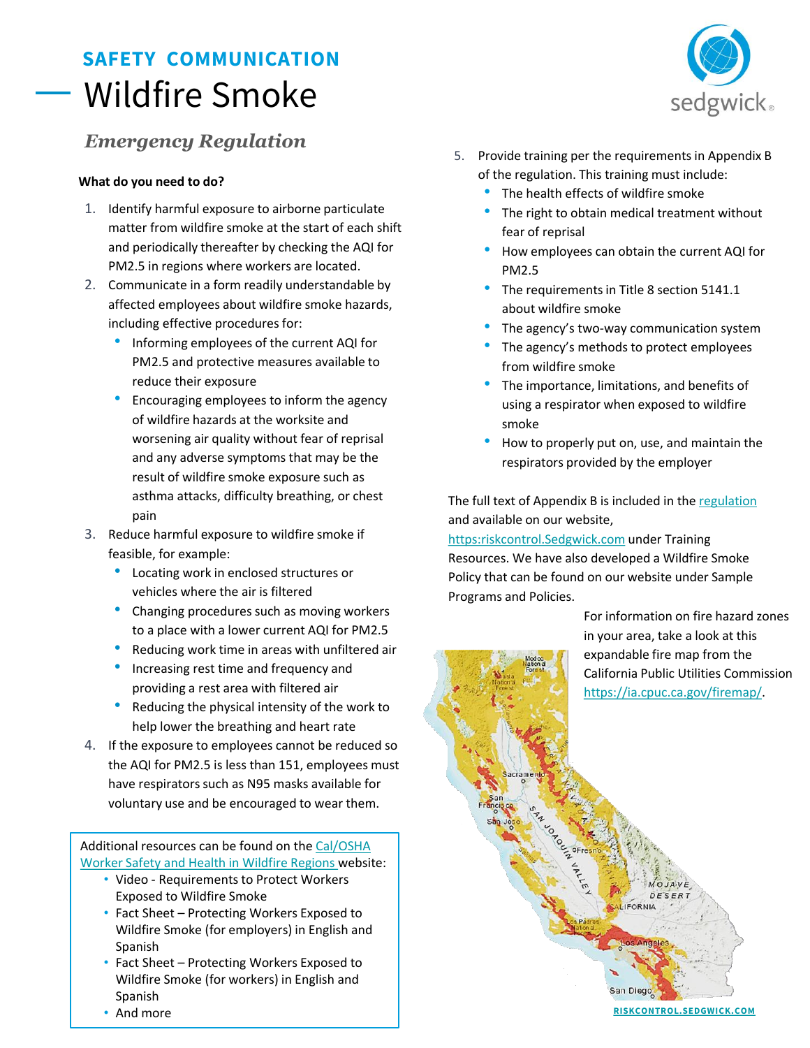**SAFETY COMMUNICATION**

# Wildfire Smoke

## *Emergency Regulation*

**What do you need to do?**

1. Identify harmful exposure to airborne particulate matter from wildfire smoke at the start of each shift and periodically thereafter by checking the AQI for PM2.5 in regions where workers are located.
2. Communicate in a form readily understandable by affected employees about wildfire smoke hazards, including effective procedures for:
   - Informing employees of the current AQI for PM2.5 and protective measures available to reduce their exposure
   - Encouraging employees to inform the agency of wildfire hazards at the worksite and worsening air quality without fear of reprisal and any adverse symptoms that may be the result of wildfire smoke exposure such as asthma attacks, difficulty breathing, or chest pain
3. Reduce harmful exposure to wildfire smoke if feasible, for example:
   - Locating work in enclosed structures or vehicles where the air is filtered
   - Changing procedures such as moving workers to a place with a lower current AQI for PM2.5
   - Reducing work time in areas with unfiltered air
   - Increasing rest time and frequency and providing a rest area with filtered air
   - Reducing the physical intensity of the work to help lower the breathing and heart rate
4. If the exposure to employees cannot be reduced so the AQI for PM2.5 is less than 151, employees must have respirators such as N95 masks available for voluntary use and be encouraged to wear them.

Additional resources can be found on the [Cal/OSHA Worker Safety and Health in Wildfire Regions](#) website:

- Video - Requirements to Protect Workers Exposed to Wildfire Smoke
- Fact Sheet – Protecting Workers Exposed to Wildfire Smoke (for employers) in English and Spanish
- Fact Sheet – Protecting Workers Exposed to Wildfire Smoke (for workers) in English and Spanish
- And more

5. Provide training per the requirements in Appendix B of the regulation. This training must include:
   - The health effects of wildfire smoke
   - The right to obtain medical treatment without fear of reprisal
   - How employees can obtain the current AQI for PM2.5
   - The requirements in Title 8 section 5141.1 about wildfire smoke
   - The agency's two-way communication system
   - The agency's methods to protect employees from wildfire smoke
   - The importance, limitations, and benefits of using a respirator when exposed to wildfire smoke
   - How to properly put on, use, and maintain the respirators provided by the employer

The full text of Appendix B is included in the [regulation](#) and available on our website, https:riskcontrol.Sedgwick.com under Training Resources. We have also developed a Wildfire Smoke Policy that can be found on our website under Sample Programs and Policies.

For information on fire hazard zones in your area, take a look at this expandable fire map from the California Public Utilities Commission https://ia.cpuc.ca.gov/firemap/.

Modoc National Forest
Shasta National Forest
Sacramento
San Francisco
San Jose
SAN JOAQUIN VALLEY
Fresno
MOJAVE DESERT
CALIFORNIA
Los Padres National Forest
Los Angeles
San Diego